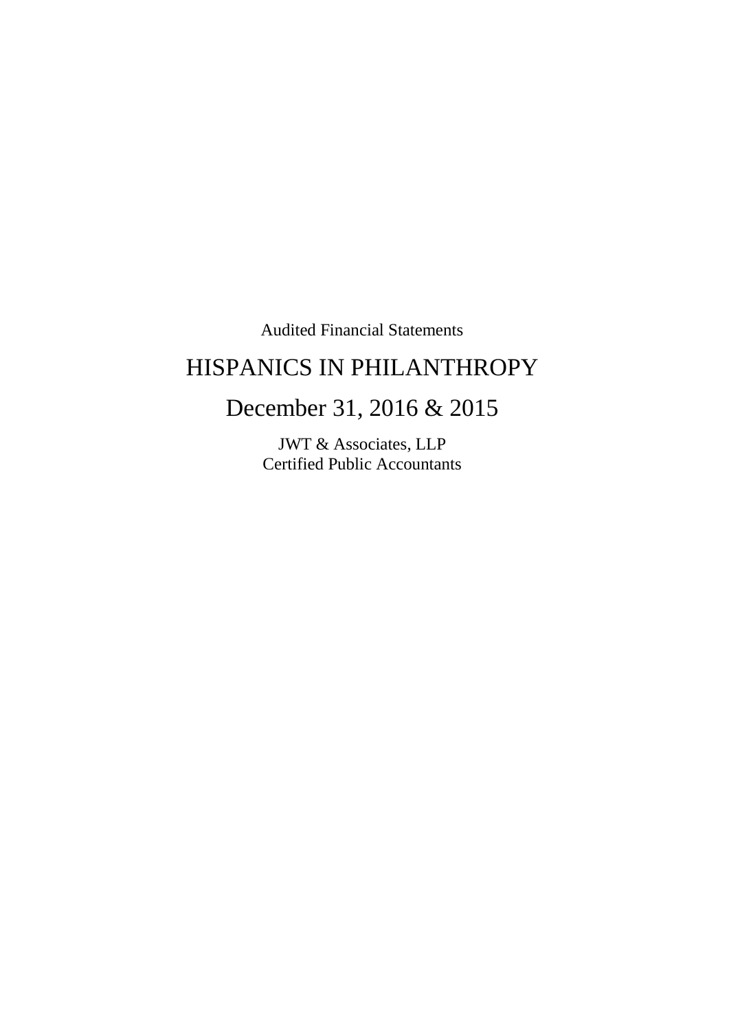Audited Financial Statements

# HISPANICS IN PHILANTHROPY

## December 31, 2016 & 2015

JWT & Associates, LLP
Certified Public Accountants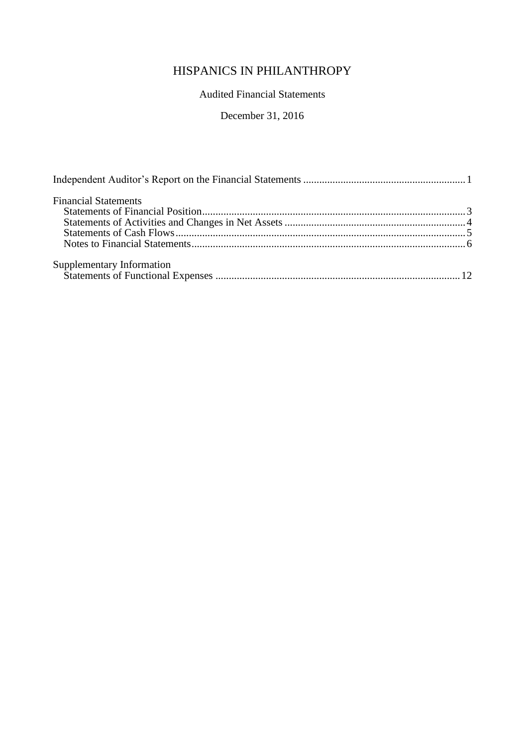# HISPANICS IN PHILANTHROPY

Audited Financial Statements

December 31, 2016

| | |
|---|---|
| Independent Auditor's Report on the Financial Statements | 1 |
| **Financial Statements** | |
| Statements of Financial Position | 3 |
| Statements of Activities and Changes in Net Assets | 4 |
| Statements of Cash Flows | 5 |
| Notes to Financial Statements | 6 |
| **Supplementary Information** | |
| Statements of Functional Expenses | 12 |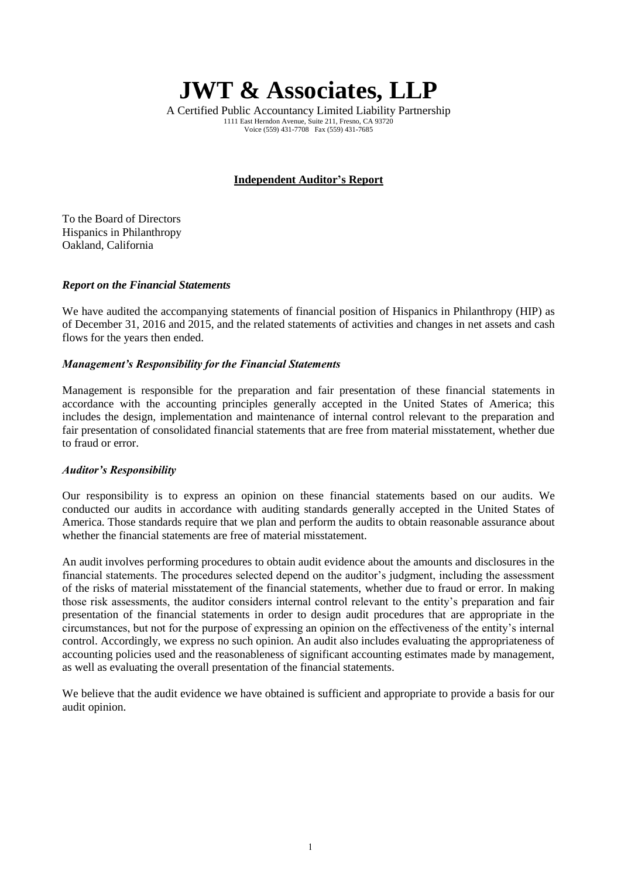# JWT & Associates, LLP

A Certified Public Accountancy Limited Liability Partnership
1111 East Herndon Avenue, Suite 211, Fresno, CA 93720
Voice (559) 431-7708 Fax (559) 431-7685

## Independent Auditor's Report

To the Board of Directors
Hispanics in Philanthropy
Oakland, California

### *Report on the Financial Statements*

We have audited the accompanying statements of financial position of Hispanics in Philanthropy (HIP) as of December 31, 2016 and 2015, and the related statements of activities and changes in net assets and cash flows for the years then ended.

### *Management's Responsibility for the Financial Statements*

Management is responsible for the preparation and fair presentation of these financial statements in accordance with the accounting principles generally accepted in the United States of America; this includes the design, implementation and maintenance of internal control relevant to the preparation and fair presentation of consolidated financial statements that are free from material misstatement, whether due to fraud or error.

### *Auditor's Responsibility*

Our responsibility is to express an opinion on these financial statements based on our audits. We conducted our audits in accordance with auditing standards generally accepted in the United States of America. Those standards require that we plan and perform the audits to obtain reasonable assurance about whether the financial statements are free of material misstatement.

An audit involves performing procedures to obtain audit evidence about the amounts and disclosures in the financial statements. The procedures selected depend on the auditor's judgment, including the assessment of the risks of material misstatement of the financial statements, whether due to fraud or error. In making those risk assessments, the auditor considers internal control relevant to the entity's preparation and fair presentation of the financial statements in order to design audit procedures that are appropriate in the circumstances, but not for the purpose of expressing an opinion on the effectiveness of the entity's internal control. Accordingly, we express no such opinion. An audit also includes evaluating the appropriateness of accounting policies used and the reasonableness of significant accounting estimates made by management, as well as evaluating the overall presentation of the financial statements.

We believe that the audit evidence we have obtained is sufficient and appropriate to provide a basis for our audit opinion.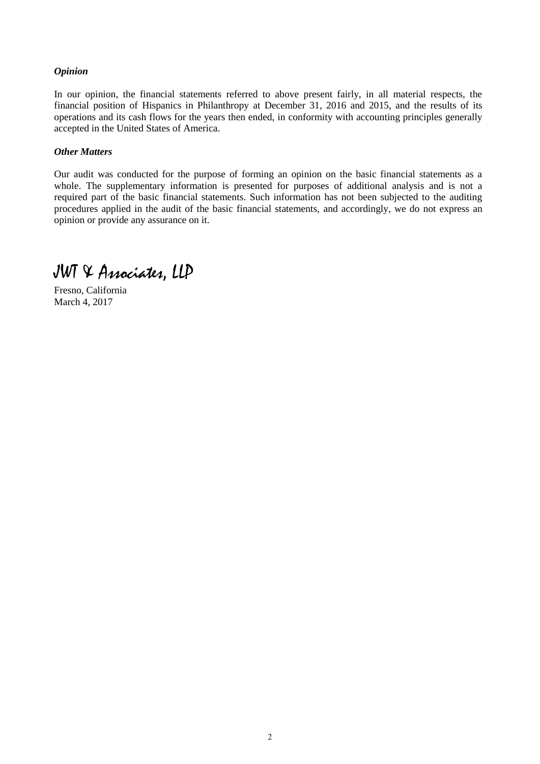***Opinion***

In our opinion, the financial statements referred to above present fairly, in all material respects, the financial position of Hispanics in Philanthropy at December 31, 2016 and 2015, and the results of its operations and its cash flows for the years then ended, in conformity with accounting principles generally accepted in the United States of America.

***Other Matters***

Our audit was conducted for the purpose of forming an opinion on the basic financial statements as a whole. The supplementary information is presented for purposes of additional analysis and is not a required part of the basic financial statements. Such information has not been subjected to the auditing procedures applied in the audit of the basic financial statements, and accordingly, we do not express an opinion or provide any assurance on it.

JWT & Associates, LLP

Fresno, California
March 4, 2017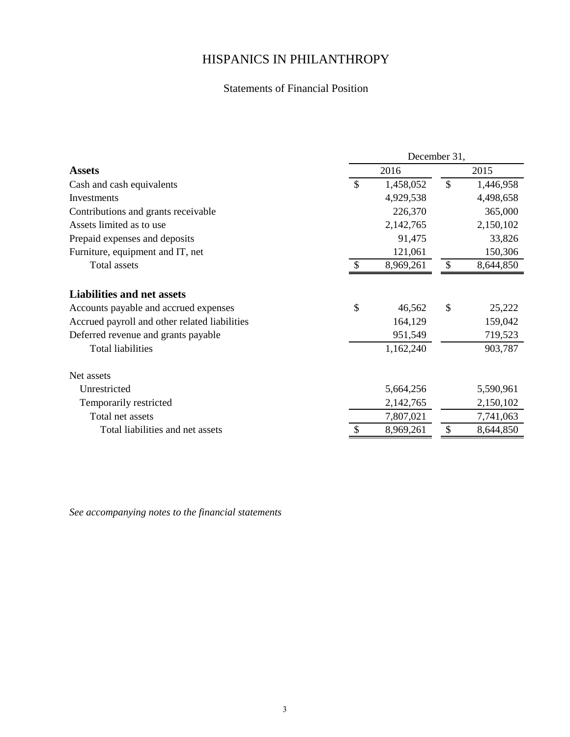# HISPANICS IN PHILANTHROPY

## Statements of Financial Position

| | December 31, | |
|---|---|---|
| **Assets** | 2016 | 2015 |
| Cash and cash equivalents | $ 1,458,052 | $ 1,446,958 |
| Investments | 4,929,538 | 4,498,658 |
| Contributions and grants receivable | 226,370 | 365,000 |
| Assets limited as to use | 2,142,765 | 2,150,102 |
| Prepaid expenses and deposits | 91,475 | 33,826 |
| Furniture, equipment and IT, net | 121,061 | 150,306 |
| Total assets | $ 8,969,261 | $ 8,644,850 |
| | | |
| **Liabilities and net assets** | | |
| Accounts payable and accrued expenses | $ 46,562 | $ 25,222 |
| Accrued payroll and other related liabilities | 164,129 | 159,042 |
| Deferred revenue and grants payable | 951,549 | 719,523 |
| Total liabilities | 1,162,240 | 903,787 |
| | | |
| Net assets | | |
| Unrestricted | 5,664,256 | 5,590,961 |
| Temporarily restricted | 2,142,765 | 2,150,102 |
| Total net assets | 7,807,021 | 7,741,063 |
| Total liabilities and net assets | $ 8,969,261 | $ 8,644,850 |

*See accompanying notes to the financial statements*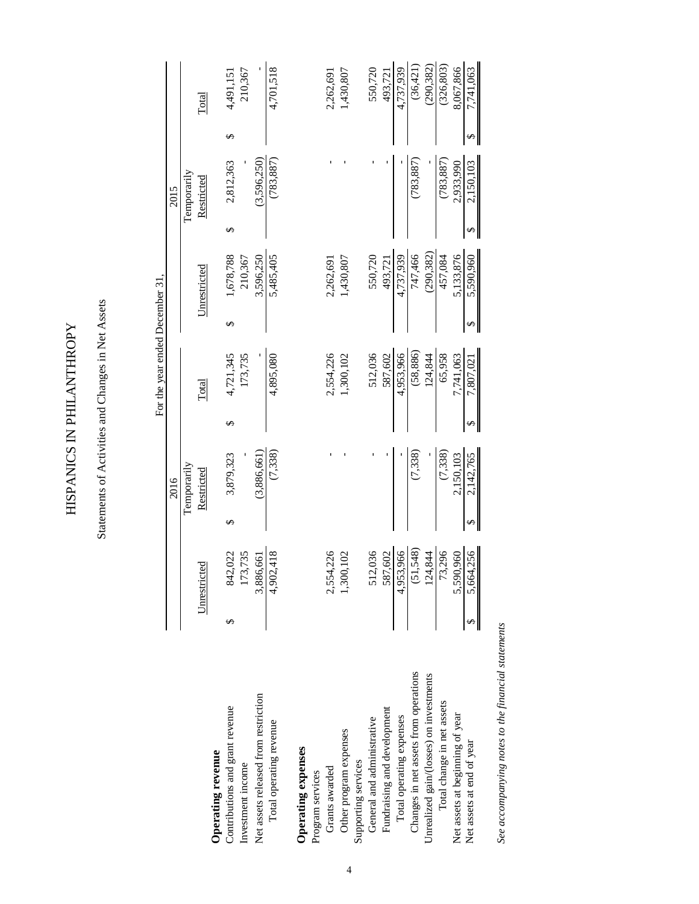# HISPANICS IN PHILANTHROPY

## Statements of Activities and Changes in Net Assets

| | For the year ended December 31, | | | | | |
|---|---|---|---|---|---|---|
| | 2016 | | | 2015 | | |
| | Unrestricted | Temporarily Restricted | Total | Unrestricted | Temporarily Restricted | Total |
| **Operating revenue** | | | | | | |
| Contributions and grant revenue | $ 842,022 | $ 3,879,323 | $ 4,721,345 | $ 1,678,788 | $ 2,812,363 | $ 4,491,151 |
| Investment income | 173,735 | - | 173,735 | 210,367 | - | 210,367 |
| Net assets released from restriction | 3,886,661 | (3,886,661) | - | 3,596,250 | (3,596,250) | - |
| Total operating revenue | 4,902,418 | (7,338) | 4,895,080 | 5,485,405 | (783,887) | 4,701,518 |
| **Operating expenses** | | | | | | |
| Program services | | | | | | |
| Grants awarded | 2,554,226 | - | 2,554,226 | 2,262,691 | - | 2,262,691 |
| Other program expenses | 1,300,102 | - | 1,300,102 | 1,430,807 | - | 1,430,807 |
| Supporting services | | | | | | |
| General and administrative | 512,036 | - | 512,036 | 550,720 | - | 550,720 |
| Fundraising and development | 587,602 | - | 587,602 | 493,721 | - | 493,721 |
| Total operating expenses | 4,953,966 | - | 4,953,966 | 4,737,939 | - | 4,737,939 |
| Changes in net assets from operations | (51,548) | (7,338) | (58,886) | 747,466 | (783,887) | (36,421) |
| Unrealized gain/(losses) on investments | 124,844 | - | 124,844 | (290,382) | - | (290,382) |
| Total change in net assets | 73,296 | (7,338) | 65,958 | 457,084 | (783,887) | (326,803) |
| Net assets at beginning of year | 5,590,960 | 2,150,103 | 7,741,063 | 5,133,876 | 2,933,990 | 8,067,866 |
| Net assets at end of year | $ 5,664,256 | $ 2,142,765 | $ 7,807,021 | $ 5,590,960 | $ 2,150,103 | $ 7,741,063 |

*See accompanying notes to the financial statements*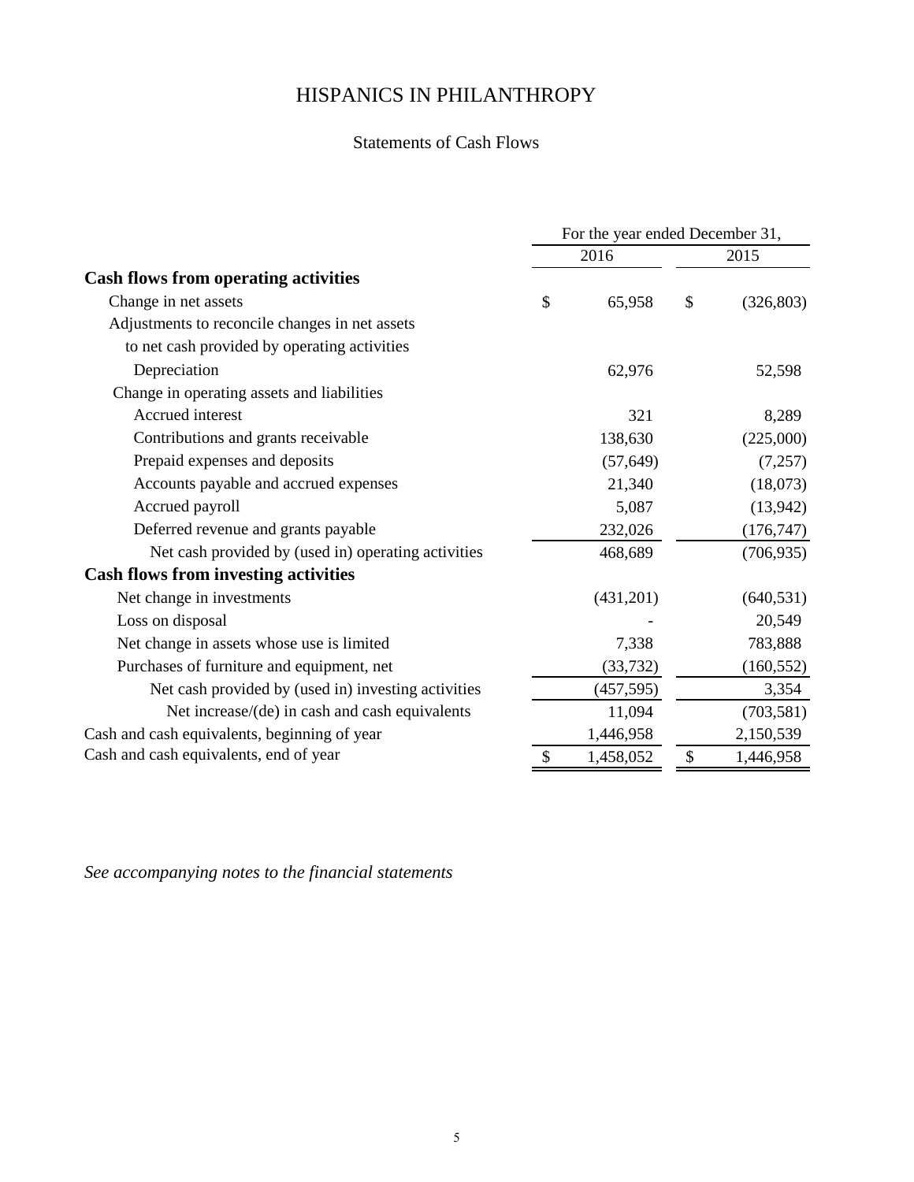# HISPANICS IN PHILANTHROPY

## Statements of Cash Flows

| | For the year ended December 31, | |
|---|---|---|
| | 2016 | 2015 |
| **Cash flows from operating activities** | | |
| Change in net assets | $ 65,958 | $ (326,803) |
| Adjustments to reconcile changes in net assets to net cash provided by operating activities | | |
| Depreciation | 62,976 | 52,598 |
| Change in operating assets and liabilities | | |
| Accrued interest | 321 | 8,289 |
| Contributions and grants receivable | 138,630 | (225,000) |
| Prepaid expenses and deposits | (57,649) | (7,257) |
| Accounts payable and accrued expenses | 21,340 | (18,073) |
| Accrued payroll | 5,087 | (13,942) |
| Deferred revenue and grants payable | 232,026 | (176,747) |
| Net cash provided by (used in) operating activities | 468,689 | (706,935) |
| **Cash flows from investing activities** | | |
| Net change in investments | (431,201) | (640,531) |
| Loss on disposal | - | 20,549 |
| Net change in assets whose use is limited | 7,338 | 783,888 |
| Purchases of furniture and equipment, net | (33,732) | (160,552) |
| Net cash provided by (used in) investing activities | (457,595) | 3,354 |
| Net increase/(de) in cash and cash equivalents | 11,094 | (703,581) |
| Cash and cash equivalents, beginning of year | 1,446,958 | 2,150,539 |
| Cash and cash equivalents, end of year | $ 1,458,052 | $ 1,446,958 |

*See accompanying notes to the financial statements*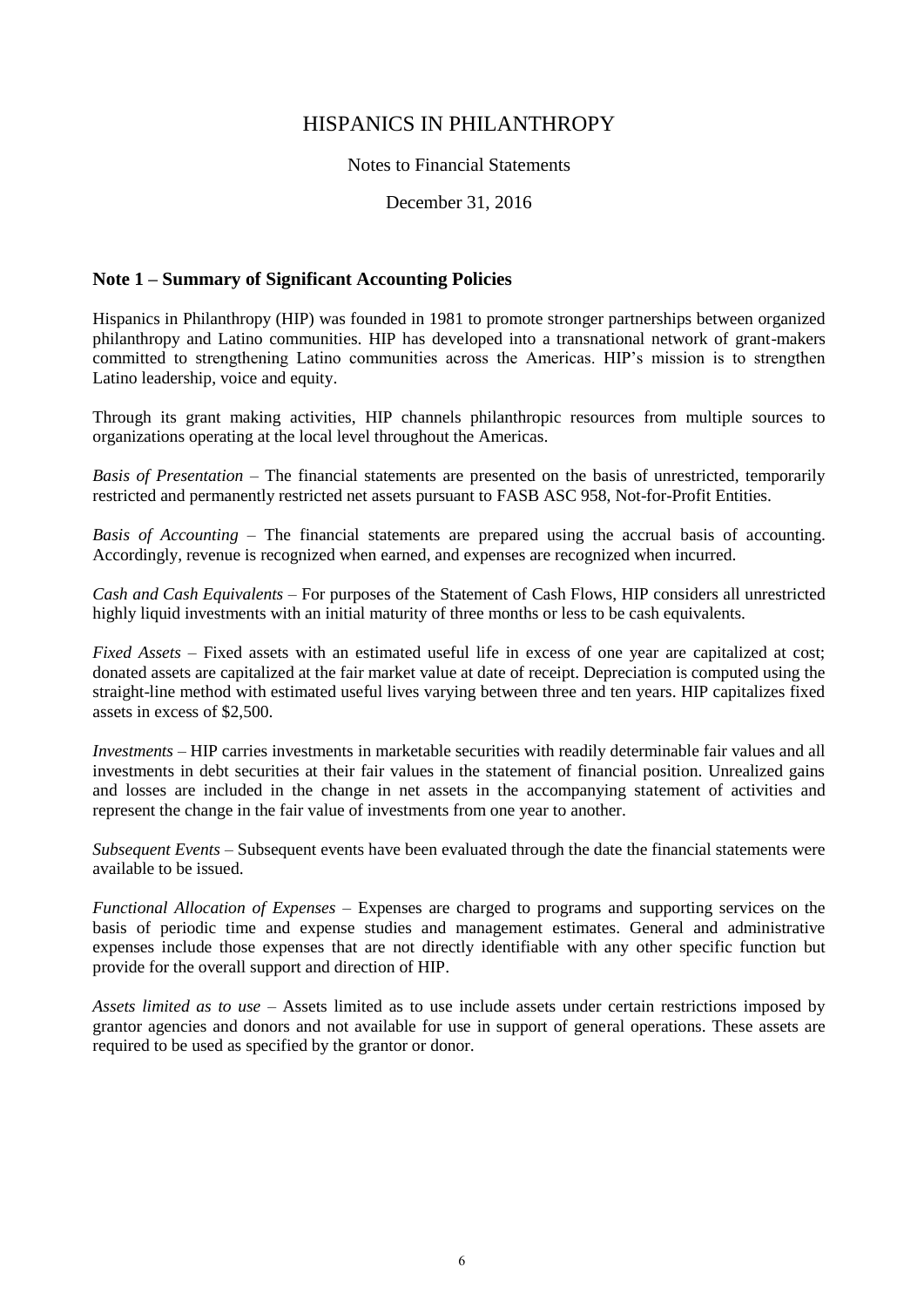# HISPANICS IN PHILANTHROPY

Notes to Financial Statements

December 31, 2016

## Note 1 – Summary of Significant Accounting Policies

Hispanics in Philanthropy (HIP) was founded in 1981 to promote stronger partnerships between organized philanthropy and Latino communities. HIP has developed into a transnational network of grant-makers committed to strengthening Latino communities across the Americas. HIP's mission is to strengthen Latino leadership, voice and equity.

Through its grant making activities, HIP channels philanthropic resources from multiple sources to organizations operating at the local level throughout the Americas.

*Basis of Presentation* – The financial statements are presented on the basis of unrestricted, temporarily restricted and permanently restricted net assets pursuant to FASB ASC 958, Not-for-Profit Entities.

*Basis of Accounting* – The financial statements are prepared using the accrual basis of accounting. Accordingly, revenue is recognized when earned, and expenses are recognized when incurred.

*Cash and Cash Equivalents* – For purposes of the Statement of Cash Flows, HIP considers all unrestricted highly liquid investments with an initial maturity of three months or less to be cash equivalents.

*Fixed Assets* – Fixed assets with an estimated useful life in excess of one year are capitalized at cost; donated assets are capitalized at the fair market value at date of receipt. Depreciation is computed using the straight-line method with estimated useful lives varying between three and ten years. HIP capitalizes fixed assets in excess of $2,500.

*Investments* – HIP carries investments in marketable securities with readily determinable fair values and all investments in debt securities at their fair values in the statement of financial position. Unrealized gains and losses are included in the change in net assets in the accompanying statement of activities and represent the change in the fair value of investments from one year to another.

*Subsequent Events* – Subsequent events have been evaluated through the date the financial statements were available to be issued.

*Functional Allocation of Expenses* – Expenses are charged to programs and supporting services on the basis of periodic time and expense studies and management estimates. General and administrative expenses include those expenses that are not directly identifiable with any other specific function but provide for the overall support and direction of HIP.

*Assets limited as to use* – Assets limited as to use include assets under certain restrictions imposed by grantor agencies and donors and not available for use in support of general operations. These assets are required to be used as specified by the grantor or donor.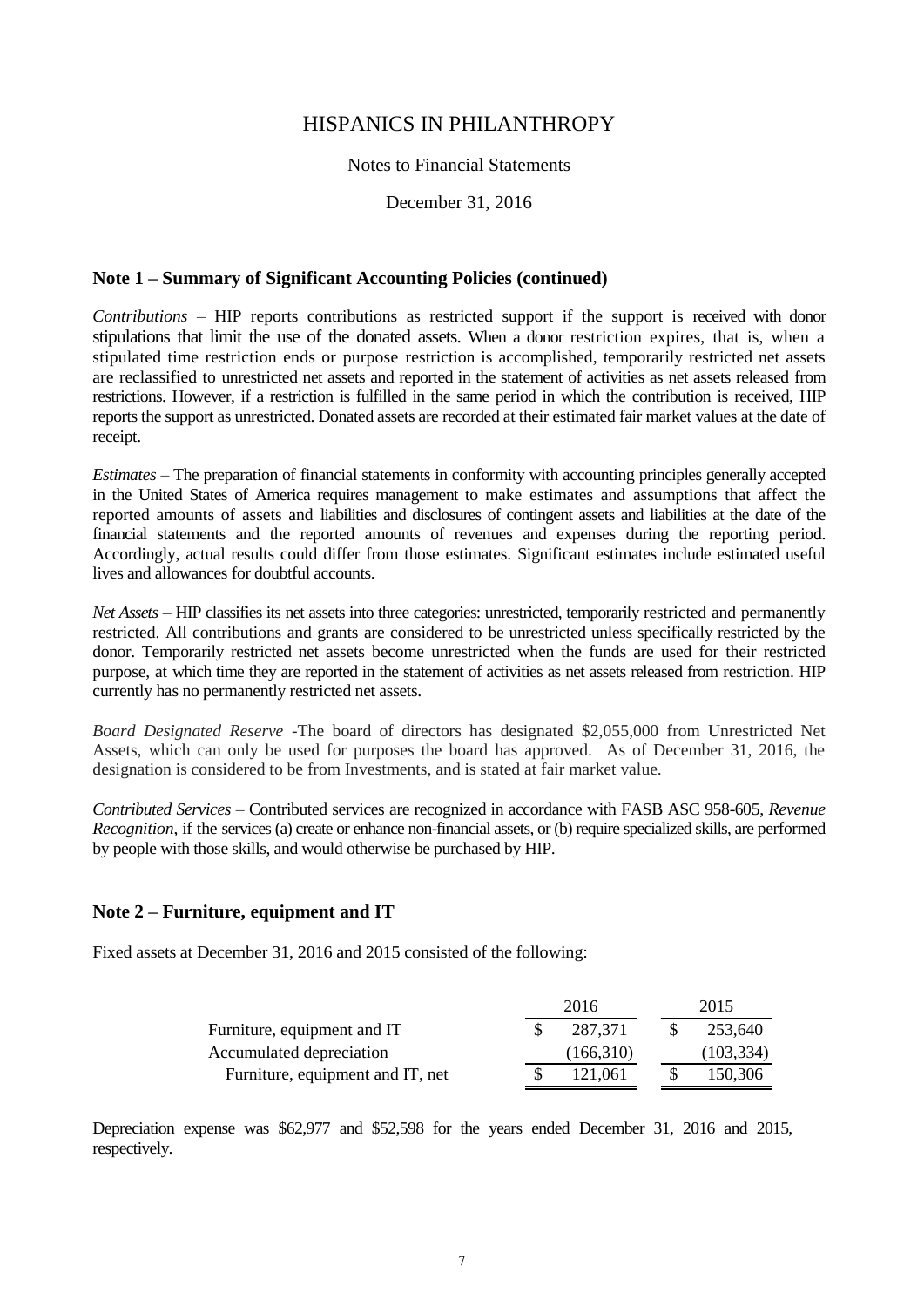# HISPANICS IN PHILANTHROPY

Notes to Financial Statements

December 31, 2016

## Note 1 – Summary of Significant Accounting Policies (continued)

*Contributions* – HIP reports contributions as restricted support if the support is received with donor stipulations that limit the use of the donated assets. When a donor restriction expires, that is, when a stipulated time restriction ends or purpose restriction is accomplished, temporarily restricted net assets are reclassified to unrestricted net assets and reported in the statement of activities as net assets released from restrictions. However, if a restriction is fulfilled in the same period in which the contribution is received, HIP reports the support as unrestricted. Donated assets are recorded at their estimated fair market values at the date of receipt.

*Estimates* – The preparation of financial statements in conformity with accounting principles generally accepted in the United States of America requires management to make estimates and assumptions that affect the reported amounts of assets and liabilities and disclosures of contingent assets and liabilities at the date of the financial statements and the reported amounts of revenues and expenses during the reporting period. Accordingly, actual results could differ from those estimates. Significant estimates include estimated useful lives and allowances for doubtful accounts.

*Net Assets* – HIP classifies its net assets into three categories: unrestricted, temporarily restricted and permanently restricted. All contributions and grants are considered to be unrestricted unless specifically restricted by the donor. Temporarily restricted net assets become unrestricted when the funds are used for their restricted purpose, at which time they are reported in the statement of activities as net assets released from restriction. HIP currently has no permanently restricted net assets.

*Board Designated Reserve* -The board of directors has designated $2,055,000 from Unrestricted Net Assets, which can only be used for purposes the board has approved. As of December 31, 2016, the designation is considered to be from Investments, and is stated at fair market value.

*Contributed Services* – Contributed services are recognized in accordance with FASB ASC 958-605, *Revenue Recognition*, if the services (a) create or enhance non-financial assets, or (b) require specialized skills, are performed by people with those skills, and would otherwise be purchased by HIP.

## Note 2 – Furniture, equipment and IT

Fixed assets at December 31, 2016 and 2015 consisted of the following:

| | 2016 | 2015 |
|---|---|---|
| Furniture, equipment and IT | $ 287,371 | $ 253,640 |
| Accumulated depreciation | (166,310) | (103,334) |
| Furniture, equipment and IT, net | $ 121,061 | $ 150,306 |

Depreciation expense was $62,977 and $52,598 for the years ended December 31, 2016 and 2015, respectively.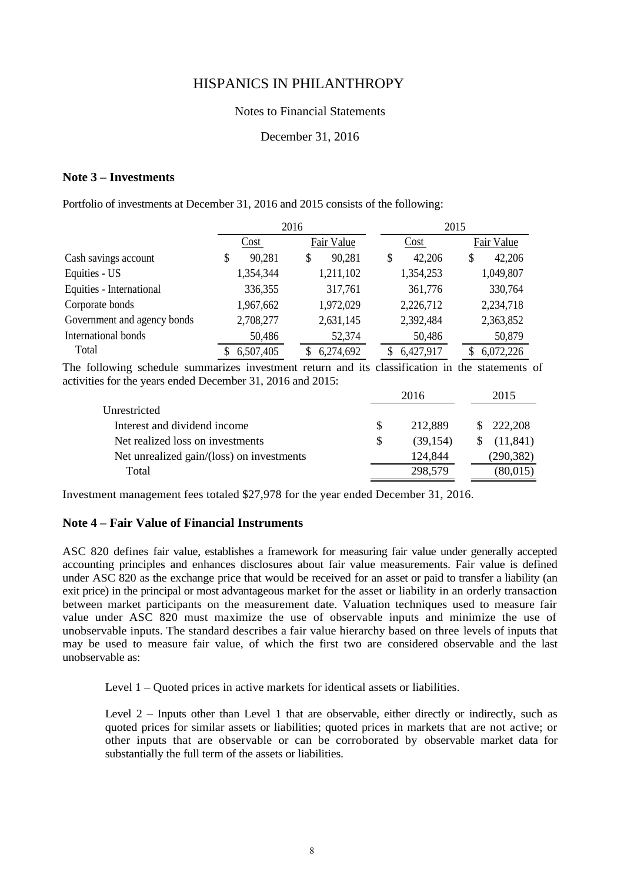# HISPANICS IN PHILANTHROPY

Notes to Financial Statements

December 31, 2016

## Note 3 – Investments

Portfolio of investments at December 31, 2016 and 2015 consists of the following:

| | 2016 | | 2015 | |
|---|---|---|---|---|
| | Cost | Fair Value | Cost | Fair Value |
| Cash savings account | $ 90,281 | $ 90,281 | $ 42,206 | $ 42,206 |
| Equities - US | 1,354,344 | 1,211,102 | 1,354,253 | 1,049,807 |
| Equities - International | 336,355 | 317,761 | 361,776 | 330,764 |
| Corporate bonds | 1,967,662 | 1,972,029 | 2,226,712 | 2,234,718 |
| Government and agency bonds | 2,708,277 | 2,631,145 | 2,392,484 | 2,363,852 |
| International bonds | 50,486 | 52,374 | 50,486 | 50,879 |
| Total | $ 6,507,405 | $ 6,274,692 | $ 6,427,917 | $ 6,072,226 |

The following schedule summarizes investment return and its classification in the statements of activities for the years ended December 31, 2016 and 2015:

| | 2016 | 2015 |
|---|---|---|
| Unrestricted | | |
| Interest and dividend income | $ 212,889 | $ 222,208 |
| Net realized loss on investments | $ (39,154) | $ (11,841) |
| Net unrealized gain/(loss) on investments | 124,844 | (290,382) |
| Total | 298,579 | (80,015) |

Investment management fees totaled $27,978 for the year ended December 31, 2016.

## Note 4 – Fair Value of Financial Instruments

ASC 820 defines fair value, establishes a framework for measuring fair value under generally accepted accounting principles and enhances disclosures about fair value measurements. Fair value is defined under ASC 820 as the exchange price that would be received for an asset or paid to transfer a liability (an exit price) in the principal or most advantageous market for the asset or liability in an orderly transaction between market participants on the measurement date. Valuation techniques used to measure fair value under ASC 820 must maximize the use of observable inputs and minimize the use of unobservable inputs. The standard describes a fair value hierarchy based on three levels of inputs that may be used to measure fair value, of which the first two are considered observable and the last unobservable as:

Level 1 – Quoted prices in active markets for identical assets or liabilities.

Level 2 – Inputs other than Level 1 that are observable, either directly or indirectly, such as quoted prices for similar assets or liabilities; quoted prices in markets that are not active; or other inputs that are observable or can be corroborated by observable market data for substantially the full term of the assets or liabilities.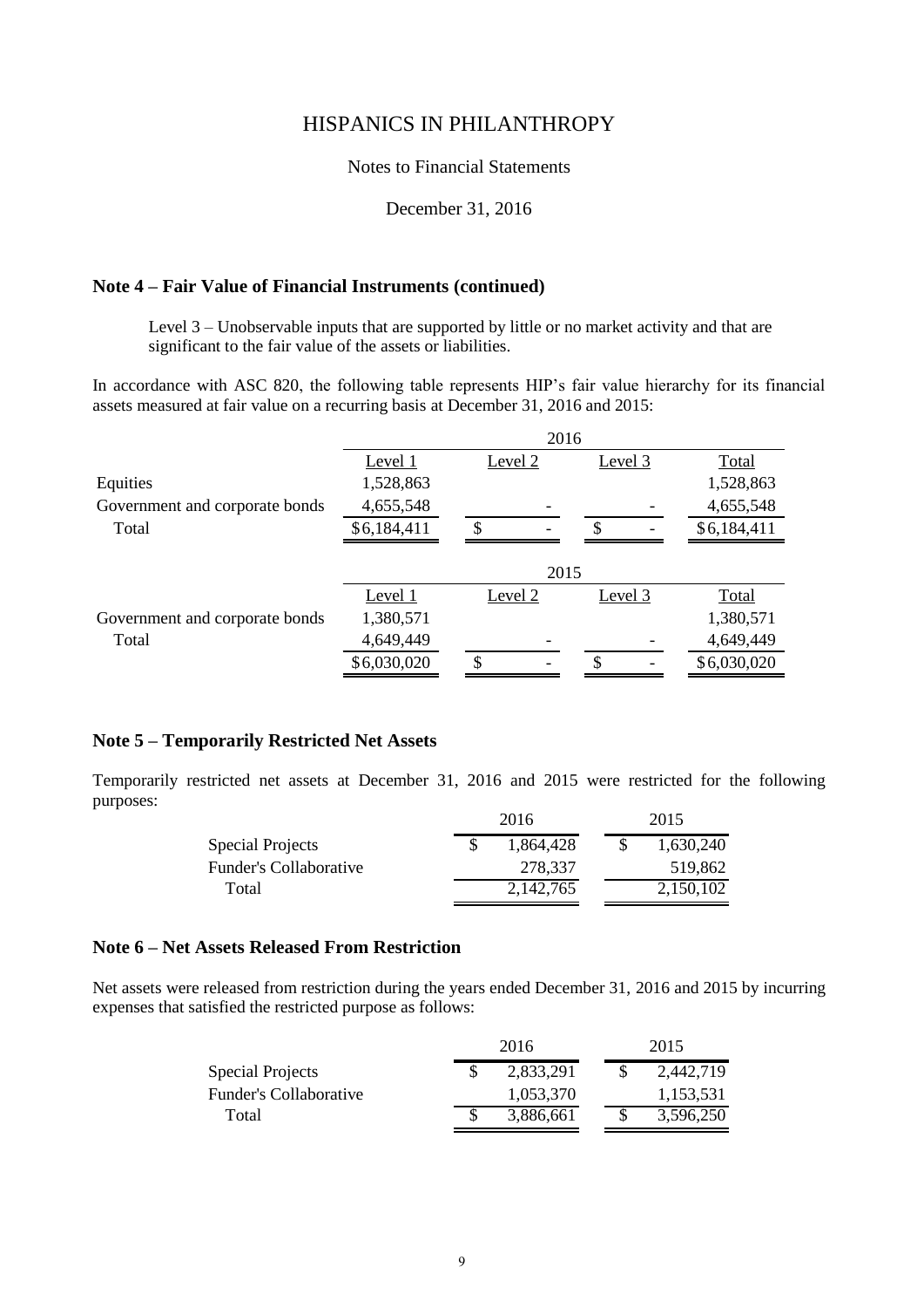# HISPANICS IN PHILANTHROPY

Notes to Financial Statements

December 31, 2016

## Note 4 – Fair Value of Financial Instruments (continued)

Level 3 – Unobservable inputs that are supported by little or no market activity and that are significant to the fair value of the assets or liabilities.

In accordance with ASC 820, the following table represents HIP's fair value hierarchy for its financial assets measured at fair value on a recurring basis at December 31, 2016 and 2015:

| | 2016 | | | |
|---|---|---|---|---|
| | Level 1 | Level 2 | Level 3 | Total |
| Equities | 1,528,863 | | | 1,528,863 |
| Government and corporate bonds | 4,655,548 | - | - | 4,655,548 |
| Total | $6,184,411 | $ - | $ - | $6,184,411 |

| | 2015 | | | |
|---|---|---|---|---|
| | Level 1 | Level 2 | Level 3 | Total |
| Government and corporate bonds | 1,380,571 | | | 1,380,571 |
| Total | 4,649,449 | - | - | 4,649,449 |
| | $6,030,020 | $ - | $ - | $6,030,020 |

## Note 5 – Temporarily Restricted Net Assets

Temporarily restricted net assets at December 31, 2016 and 2015 were restricted for the following purposes:

| | 2016 | 2015 |
|---|---|---|
| Special Projects | $ 1,864,428 | $ 1,630,240 |
| Funder's Collaborative | 278,337 | 519,862 |
| Total | 2,142,765 | 2,150,102 |

## Note 6 – Net Assets Released From Restriction

Net assets were released from restriction during the years ended December 31, 2016 and 2015 by incurring expenses that satisfied the restricted purpose as follows:

| | 2016 | 2015 |
|---|---|---|
| Special Projects | $ 2,833,291 | $ 2,442,719 |
| Funder's Collaborative | 1,053,370 | 1,153,531 |
| Total | $ 3,886,661 | $ 3,596,250 |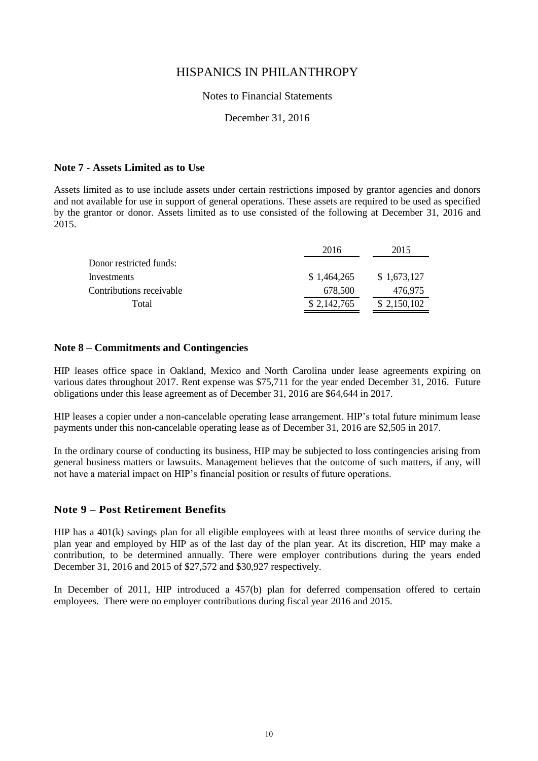# HISPANICS IN PHILANTHROPY

Notes to Financial Statements

December 31, 2016

## Note 7 - Assets Limited as to Use

Assets limited as to use include assets under certain restrictions imposed by grantor agencies and donors and not available for use in support of general operations. These assets are required to be used as specified by the grantor or donor. Assets limited as to use consisted of the following at December 31, 2016 and 2015.

| | 2016 | 2015 |
|---|---|---|
| Donor restricted funds: | | |
| Investments | $ 1,464,265 | $ 1,673,127 |
| Contributions receivable | 678,500 | 476,975 |
| Total | $ 2,142,765 | $ 2,150,102 |

## Note 8 – Commitments and Contingencies

HIP leases office space in Oakland, Mexico and North Carolina under lease agreements expiring on various dates throughout 2017. Rent expense was $75,711 for the year ended December 31, 2016. Future obligations under this lease agreement as of December 31, 2016 are $64,644 in 2017.

HIP leases a copier under a non-cancelable operating lease arrangement. HIP's total future minimum lease payments under this non-cancelable operating lease as of December 31, 2016 are $2,505 in 2017.

In the ordinary course of conducting its business, HIP may be subjected to loss contingencies arising from general business matters or lawsuits. Management believes that the outcome of such matters, if any, will not have a material impact on HIP's financial position or results of future operations.

## Note 9 – Post Retirement Benefits

HIP has a 401(k) savings plan for all eligible employees with at least three months of service during the plan year and employed by HIP as of the last day of the plan year. At its discretion, HIP may make a contribution, to be determined annually. There were employer contributions during the years ended December 31, 2016 and 2015 of $27,572 and $30,927 respectively.

In December of 2011, HIP introduced a 457(b) plan for deferred compensation offered to certain employees. There were no employer contributions during fiscal year 2016 and 2015.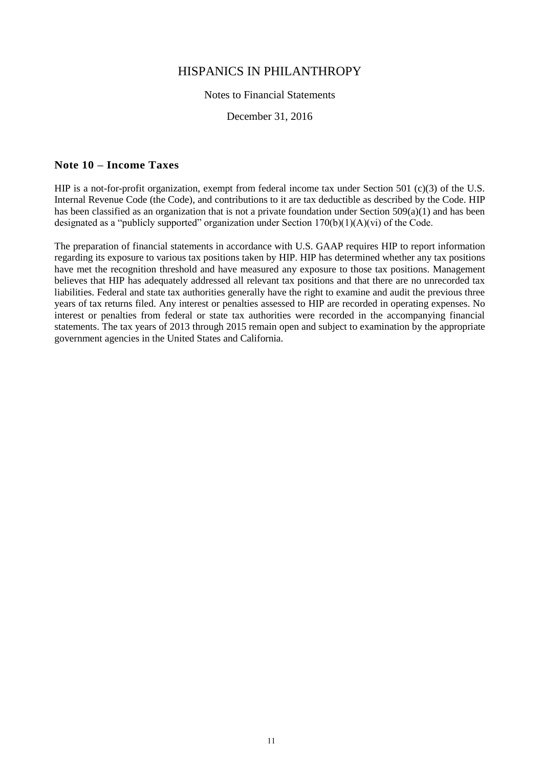# HISPANICS IN PHILANTHROPY

Notes to Financial Statements

December 31, 2016

## Note 10 – Income Taxes

HIP is a not-for-profit organization, exempt from federal income tax under Section 501 (c)(3) of the U.S. Internal Revenue Code (the Code), and contributions to it are tax deductible as described by the Code. HIP has been classified as an organization that is not a private foundation under Section 509(a)(1) and has been designated as a "publicly supported" organization under Section 170(b)(1)(A)(vi) of the Code.

The preparation of financial statements in accordance with U.S. GAAP requires HIP to report information regarding its exposure to various tax positions taken by HIP. HIP has determined whether any tax positions have met the recognition threshold and have measured any exposure to those tax positions. Management believes that HIP has adequately addressed all relevant tax positions and that there are no unrecorded tax liabilities. Federal and state tax authorities generally have the right to examine and audit the previous three years of tax returns filed. Any interest or penalties assessed to HIP are recorded in operating expenses. No interest or penalties from federal or state tax authorities were recorded in the accompanying financial statements. The tax years of 2013 through 2015 remain open and subject to examination by the appropriate government agencies in the United States and California.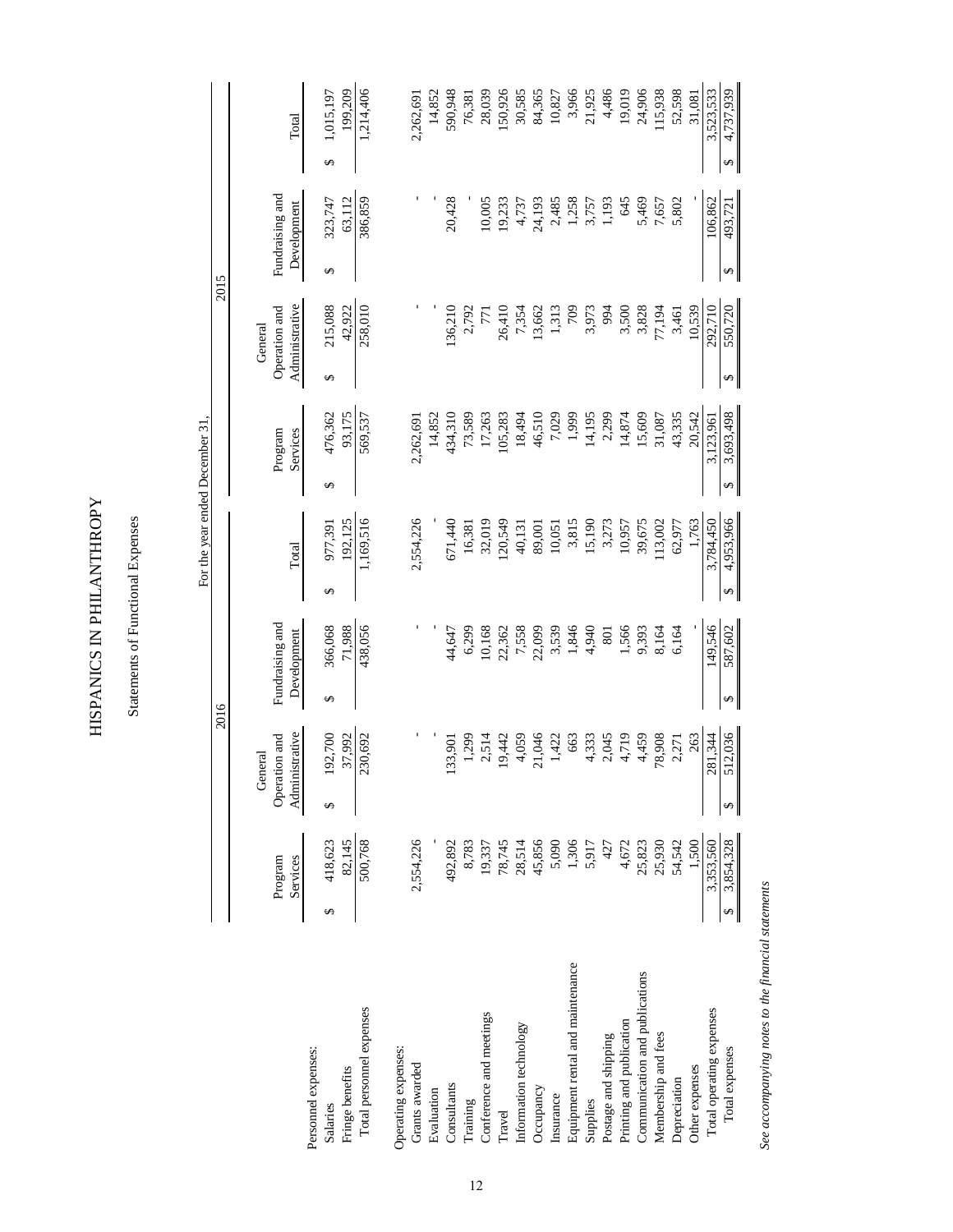# HISPANICS IN PHILANTHROPY

## Statements of Functional Expenses

For the year ended December 31,

| | 2016 | | | | 2015 | | | |
|---|---|---|---|---|---|---|---|---|
| | Program Services | General Operation and Administrative | Fundraising and Development | Total | Program Services | General Operation and Administrative | Fundraising and Development | Total |
| **Personnel expenses:** | | | | | | | | |
| Salaries | $ 418,623 | $ 192,700 | $ 366,068 | $ 977,391 | $ 476,362 | $ 215,088 | $ 323,747 | $ 1,015,197 |
| Fringe benefits | 82,145 | 37,992 | 71,988 | 192,125 | 93,175 | 42,922 | 63,112 | 199,209 |
| Total personnel expenses | 500,768 | 230,692 | 438,056 | 1,169,516 | 569,537 | 258,010 | 386,859 | 1,214,406 |
| **Operating expenses:** | | | | | | | | |
| Grants awarded | 2,554,226 | - | - | 2,554,226 | 2,262,691 | - | - | 2,262,691 |
| Evaluation | - | - | - | - | 14,852 | - | - | 14,852 |
| Consultants | 492,892 | 133,901 | 44,647 | 671,440 | 434,310 | 136,210 | 20,428 | 590,948 |
| Training | 8,783 | 1,299 | 6,299 | 16,381 | 73,589 | 2,792 | - | 76,381 |
| Conference and meetings | 19,337 | 2,514 | 10,168 | 32,019 | 17,263 | 771 | 10,005 | 28,039 |
| Travel | 78,745 | 19,442 | 22,362 | 120,549 | 105,283 | 26,410 | 19,233 | 150,926 |
| Information technology | 28,514 | 4,059 | 7,558 | 40,131 | 18,494 | 7,354 | 4,737 | 30,585 |
| Occupancy | 45,856 | 21,046 | 22,099 | 89,001 | 46,510 | 13,662 | 24,193 | 84,365 |
| Insurance | 5,090 | 1,422 | 3,539 | 10,051 | 7,029 | 1,313 | 2,485 | 10,827 |
| Equipment rental and maintenance | 1,306 | 663 | 1,846 | 3,815 | 1,999 | 709 | 1,258 | 3,966 |
| Supplies | 5,917 | 4,333 | 4,940 | 15,190 | 14,195 | 3,973 | 3,757 | 21,925 |
| Postage and shipping | 427 | 2,045 | 801 | 3,273 | 2,299 | 994 | 1,193 | 4,486 |
| Printing and publication | 4,672 | 4,719 | 1,566 | 10,957 | 14,874 | 3,500 | 645 | 19,019 |
| Communication and publications | 25,823 | 4,459 | 9,393 | 39,675 | 15,609 | 3,828 | 5,469 | 24,906 |
| Membership and fees | 25,930 | 78,908 | 8,164 | 113,002 | 31,087 | 77,194 | 7,657 | 115,938 |
| Depreciation | 54,542 | 2,271 | 6,164 | 62,977 | 43,335 | 3,461 | 5,802 | 52,598 |
| Other expenses | 1,500 | 263 | - | 1,763 | 20,542 | 10,539 | - | 31,081 |
| Total operating expenses | 3,353,560 | 281,344 | 149,546 | 3,784,450 | 3,123,961 | 292,710 | 106,862 | 3,523,533 |
| Total expenses | $ 3,854,328 | $ 512,036 | $ 587,602 | $ 4,953,966 | $ 3,693,498 | $ 550,720 | $ 493,721 | $ 4,737,939 |

*See accompanying notes to the financial statements*